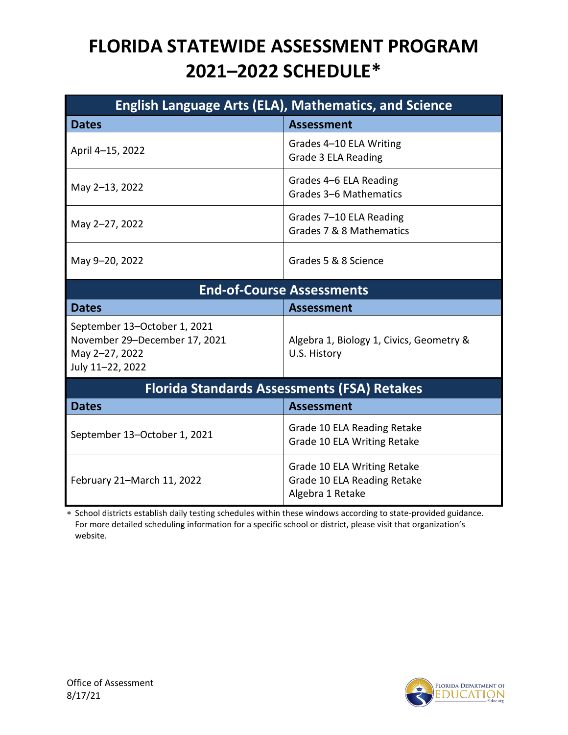# FLORIDA STATEWIDE ASSESSMENT PROGRAM 2021–2022 SCHEDULE*

| English Language Arts (ELA), Mathematics, and Science | |
|---|---|
| **Dates** | **Assessment** |
| April 4–15, 2022 | Grades 4–10 ELA Writing<br>Grade 3 ELA Reading |
| May 2–13, 2022 | Grades 4–6 ELA Reading<br>Grades 3–6 Mathematics |
| May 2–27, 2022 | Grades 7–10 ELA Reading<br>Grades 7 & 8 Mathematics |
| May 9–20, 2022 | Grades 5 & 8 Science |
| **End-of-Course Assessments** | |
| **Dates** | **Assessment** |
| September 13–October 1, 2021<br>November 29–December 17, 2021<br>May 2–27, 2022<br>July 11–22, 2022 | Algebra 1, Biology 1, Civics, Geometry & U.S. History |
| **Florida Standards Assessments (FSA) Retakes** | |
| **Dates** | **Assessment** |
| September 13–October 1, 2021 | Grade 10 ELA Reading Retake<br>Grade 10 ELA Writing Retake |
| February 21–March 11, 2022 | Grade 10 ELA Writing Retake<br>Grade 10 ELA Reading Retake<br>Algebra 1 Retake |

* School districts establish daily testing schedules within these windows according to state-provided guidance. For more detailed scheduling information for a specific school or district, please visit that organization's website.

Office of Assessment
8/17/21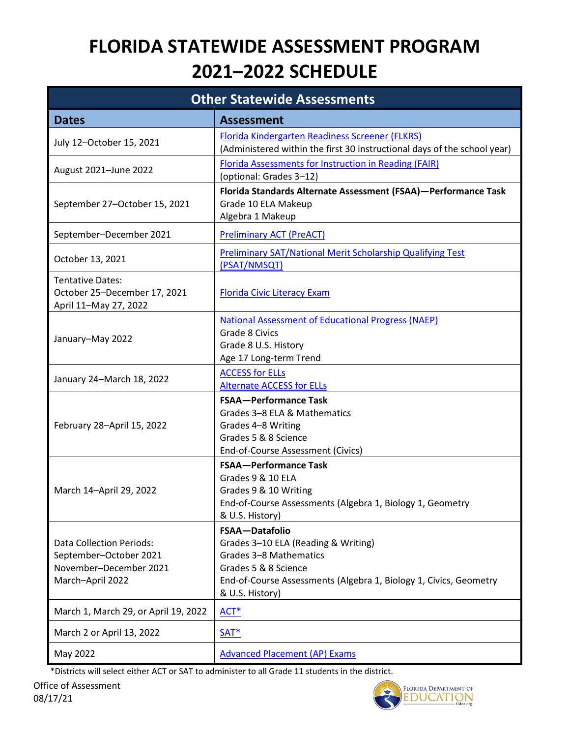# FLORIDA STATEWIDE ASSESSMENT PROGRAM 2021–2022 SCHEDULE

| Other Statewide Assessments | |
|---|---|
| **Dates** | **Assessment** |
| July 12–October 15, 2021 | Florida Kindergarten Readiness Screener (FLKRS)<br>(Administered within the first 30 instructional days of the school year) |
| August 2021–June 2022 | Florida Assessments for Instruction in Reading (FAIR)<br>(optional: Grades 3–12) |
| September 27–October 15, 2021 | **Florida Standards Alternate Assessment (FSAA)—Performance Task**<br>Grade 10 ELA Makeup<br>Algebra 1 Makeup |
| September–December 2021 | Preliminary ACT (PreACT) |
| October 13, 2021 | Preliminary SAT/National Merit Scholarship Qualifying Test (PSAT/NMSQT) |
| Tentative Dates:<br>October 25–December 17, 2021<br>April 11–May 27, 2022 | Florida Civic Literacy Exam |
| January–May 2022 | National Assessment of Educational Progress (NAEP)<br>Grade 8 Civics<br>Grade 8 U.S. History<br>Age 17 Long-term Trend |
| January 24–March 18, 2022 | ACCESS for ELLs<br>Alternate ACCESS for ELLs |
| February 28–April 15, 2022 | **FSAA—Performance Task**<br>Grades 3–8 ELA & Mathematics<br>Grades 4–8 Writing<br>Grades 5 & 8 Science<br>End-of-Course Assessment (Civics) |
| March 14–April 29, 2022 | **FSAA—Performance Task**<br>Grades 9 & 10 ELA<br>Grades 9 & 10 Writing<br>End-of-Course Assessments (Algebra 1, Biology 1, Geometry & U.S. History) |
| Data Collection Periods:<br>September–October 2021<br>November–December 2021<br>March–April 2022 | **FSAA—Datafolio**<br>Grades 3–10 ELA (Reading & Writing)<br>Grades 3–8 Mathematics<br>Grades 5 & 8 Science<br>End-of-Course Assessments (Algebra 1, Biology 1, Civics, Geometry & U.S. History) |
| March 1, March 29, or April 19, 2022 | ACT* |
| March 2 or April 13, 2022 | SAT* |
| May 2022 | Advanced Placement (AP) Exams |

*Districts will select either ACT or SAT to administer to all Grade 11 students in the district.

Office of Assessment
08/17/21

Florida Department of Education